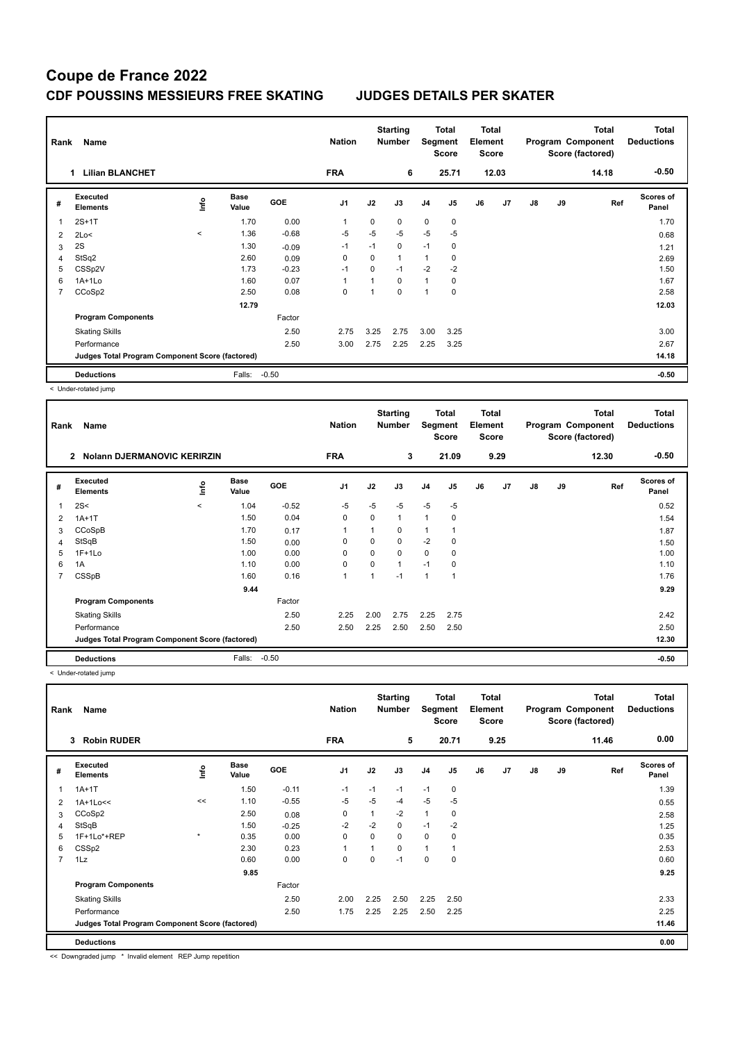# Coupe de France 2022

## CDF POUSSINS MESSIEURS FREE SKATING JUDGES DETAILS PER SKATER

| Rank | Name | Nation | Starting Number | Total Segment Score | Total Element Score | Total Program Component Score (factored) | Total Deductions |
|---|---|---|---|---|---|---|---|
| 1 | Lilian BLANCHET | FRA | 6 | 25.71 | 12.03 | 14.18 | -0.50 |

| # | Executed Elements | Info | Base Value | GOE | J1 | J2 | J3 | J4 | J5 | J6 | J7 | J8 | J9 | Ref | Scores of Panel |
|---|---|---|---|---|---|---|---|---|---|---|---|---|---|---|---|
| 1 | 2S+1T | | 1.70 | 0.00 | 1 | 0 | 0 | 0 | 0 | | | | | | 1.70 |
| 2 | 2Lo< | < | 1.36 | -0.68 | -5 | -5 | -5 | -5 | -5 | | | | | | 0.68 |
| 3 | 2S | | 1.30 | -0.09 | -1 | -1 | 0 | -1 | 0 | | | | | | 1.21 |
| 4 | StSq2 | | 2.60 | 0.09 | 0 | 0 | 1 | 1 | 0 | | | | | | 2.69 |
| 5 | CSSp2V | | 1.73 | -0.23 | -1 | 0 | -1 | -2 | -2 | | | | | | 1.50 |
| 6 | 1A+1Lo | | 1.60 | 0.07 | 1 | 1 | 0 | 1 | 0 | | | | | | 1.67 |
| 7 | CCoSp2 | | 2.50 | 0.08 | 0 | 1 | 0 | 1 | 0 | | | | | | 2.58 |
| | | | 12.79 | | | | | | | | | | | | 12.03 |
| | **Program Components** | | | Factor | | | | | | | | | | | |
| | Skating Skills | | | 2.50 | 2.75 | 3.25 | 2.75 | 3.00 | 3.25 | | | | | | 3.00 |
| | Performance | | | 2.50 | 3.00 | 2.75 | 2.25 | 2.25 | 3.25 | | | | | | 2.67 |
| | Judges Total Program Component Score (factored) | | | | | | | | | | | | | | 14.18 |
| | **Deductions** | | Falls: | -0.50 | | | | | | | | | | | -0.50 |

< Under-rotated jump

| Rank | Name | Nation | Starting Number | Total Segment Score | Total Element Score | Total Program Component Score (factored) | Total Deductions |
|---|---|---|---|---|---|---|---|
| 2 | Nolann DJERMANOVIC KERIRZIN | FRA | 3 | 21.09 | 9.29 | 12.30 | -0.50 |

| # | Executed Elements | Info | Base Value | GOE | J1 | J2 | J3 | J4 | J5 | J6 | J7 | J8 | J9 | Ref | Scores of Panel |
|---|---|---|---|---|---|---|---|---|---|---|---|---|---|---|---|
| 1 | 2S< | < | 1.04 | -0.52 | -5 | -5 | -5 | -5 | -5 | | | | | | 0.52 |
| 2 | 1A+1T | | 1.50 | 0.04 | 0 | 0 | 1 | 1 | 0 | | | | | | 1.54 |
| 3 | CCoSpB | | 1.70 | 0.17 | 1 | 1 | 0 | 1 | 1 | | | | | | 1.87 |
| 4 | StSqB | | 1.50 | 0.00 | 0 | 0 | 0 | -2 | 0 | | | | | | 1.50 |
| 5 | 1F+1Lo | | 1.00 | 0.00 | 0 | 0 | 0 | 0 | 0 | | | | | | 1.00 |
| 6 | 1A | | 1.10 | 0.00 | 0 | 0 | 1 | -1 | 0 | | | | | | 1.10 |
| 7 | CSSpB | | 1.60 | 0.16 | 1 | 1 | -1 | 1 | 1 | | | | | | 1.76 |
| | | | 9.44 | | | | | | | | | | | | 9.29 |
| | **Program Components** | | | Factor | | | | | | | | | | | |
| | Skating Skills | | | 2.50 | 2.25 | 2.00 | 2.75 | 2.25 | 2.75 | | | | | | 2.42 |
| | Performance | | | 2.50 | 2.50 | 2.25 | 2.50 | 2.50 | 2.50 | | | | | | 2.50 |
| | Judges Total Program Component Score (factored) | | | | | | | | | | | | | | 12.30 |
| | **Deductions** | | Falls: | -0.50 | | | | | | | | | | | -0.50 |

< Under-rotated jump

| Rank | Name | Nation | Starting Number | Total Segment Score | Total Element Score | Total Program Component Score (factored) | Total Deductions |
|---|---|---|---|---|---|---|---|
| 3 | Robin RUDER | FRA | 5 | 20.71 | 9.25 | 11.46 | 0.00 |

| # | Executed Elements | Info | Base Value | GOE | J1 | J2 | J3 | J4 | J5 | J6 | J7 | J8 | J9 | Ref | Scores of Panel |
|---|---|---|---|---|---|---|---|---|---|---|---|---|---|---|---|
| 1 | 1A+1T | | 1.50 | -0.11 | -1 | -1 | -1 | -1 | 0 | | | | | | 1.39 |
| 2 | 1A+1Lo<< | << | 1.10 | -0.55 | -5 | -5 | -4 | -5 | -5 | | | | | | 0.55 |
| 3 | CCoSp2 | | 2.50 | 0.08 | 0 | 1 | -2 | 1 | 0 | | | | | | 2.58 |
| 4 | StSqB | | 1.50 | -0.25 | -2 | -2 | 0 | -1 | -2 | | | | | | 1.25 |
| 5 | 1F+1Lo*+REP | * | 0.35 | 0.00 | 0 | 0 | 0 | 0 | 0 | | | | | | 0.35 |
| 6 | CSSp2 | | 2.30 | 0.23 | 1 | 1 | 0 | 1 | 1 | | | | | | 2.53 |
| 7 | 1Lz | | 0.60 | 0.00 | 0 | 0 | -1 | 0 | 0 | | | | | | 0.60 |
| | | | 9.85 | | | | | | | | | | | | 9.25 |
| | **Program Components** | | | Factor | | | | | | | | | | | |
| | Skating Skills | | | 2.50 | 2.00 | 2.25 | 2.50 | 2.25 | 2.50 | | | | | | 2.33 |
| | Performance | | | 2.50 | 1.75 | 2.25 | 2.25 | 2.50 | 2.25 | | | | | | 2.25 |
| | Judges Total Program Component Score (factored) | | | | | | | | | | | | | | 11.46 |
| | **Deductions** | | | | | | | | | | | | | | 0.00 |

<< Downgraded jump * Invalid element REP Jump repetition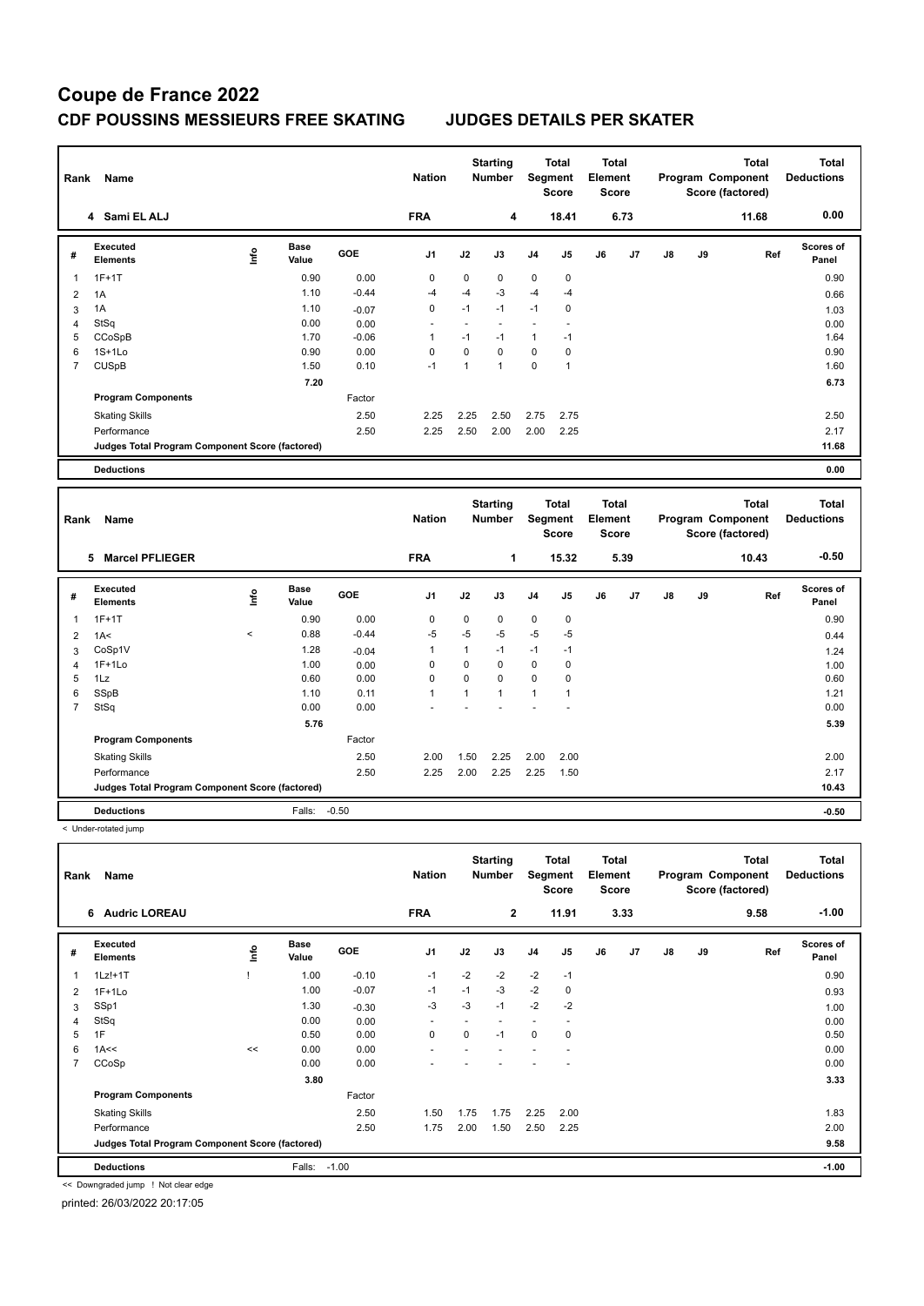# Coupe de France 2022

## CDF POUSSINS MESSIEURS FREE SKATING JUDGES DETAILS PER SKATER

| Rank | Name | Nation | Starting Number | Total Segment Score | Total Element Score | Total Program Component Score (factored) | Total Deductions |
|---|---|---|---|---|---|---|---|
| 4 | Sami EL ALJ | FRA | 4 | 18.41 | 6.73 | 11.68 | 0.00 |

| # | Executed Elements | Info | Base Value | GOE | J1 | J2 | J3 | J4 | J5 | J6 | J7 | J8 | J9 | Ref | Scores of Panel |
|---|---|---|---|---|---|---|---|---|---|---|---|---|---|---|---|
| 1 | 1F+1T | | 0.90 | 0.00 | 0 | 0 | 0 | 0 | 0 | | | | | | 0.90 |
| 2 | 1A | | 1.10 | -0.44 | -4 | -4 | -3 | -4 | -4 | | | | | | 0.66 |
| 3 | 1A | | 1.10 | -0.07 | 0 | -1 | -1 | -1 | 0 | | | | | | 1.03 |
| 4 | StSq | | 0.00 | 0.00 | - | - | - | - | - | | | | | | 0.00 |
| 5 | CCoSpB | | 1.70 | -0.06 | 1 | -1 | -1 | 1 | -1 | | | | | | 1.64 |
| 6 | 1S+1Lo | | 0.90 | 0.00 | 0 | 0 | 0 | 0 | 0 | | | | | | 0.90 |
| 7 | CUSpB | | 1.50 | 0.10 | -1 | 1 | 1 | 0 | 1 | | | | | | 1.60 |
| | | | 7.20 | | | | | | | | | | | | 6.73 |
| | Program Components | | | Factor | | | | | | | | | | | |
| | Skating Skills | | | 2.50 | 2.25 | 2.25 | 2.50 | 2.75 | 2.75 | | | | | | 2.50 |
| | Performance | | | 2.50 | 2.25 | 2.50 | 2.00 | 2.00 | 2.25 | | | | | | 2.17 |
| | Judges Total Program Component Score (factored) | | | | | | | | | | | | | | 11.68 |
| | Deductions | | | | | | | | | | | | | | 0.00 |

| Rank | Name | Nation | Starting Number | Total Segment Score | Total Element Score | Total Program Component Score (factored) | Total Deductions |
|---|---|---|---|---|---|---|---|
| 5 | Marcel PFLIEGER | FRA | 1 | 15.32 | 5.39 | 10.43 | -0.50 |

| # | Executed Elements | Info | Base Value | GOE | J1 | J2 | J3 | J4 | J5 | J6 | J7 | J8 | J9 | Ref | Scores of Panel |
|---|---|---|---|---|---|---|---|---|---|---|---|---|---|---|---|
| 1 | 1F+1T | | 0.90 | 0.00 | 0 | 0 | 0 | 0 | 0 | | | | | | 0.90 |
| 2 | 1A< | < | 0.88 | -0.44 | -5 | -5 | -5 | -5 | -5 | | | | | | 0.44 |
| 3 | CoSp1V | | 1.28 | -0.04 | 1 | 1 | -1 | -1 | -1 | | | | | | 1.24 |
| 4 | 1F+1Lo | | 1.00 | 0.00 | 0 | 0 | 0 | 0 | 0 | | | | | | 1.00 |
| 5 | 1Lz | | 0.60 | 0.00 | 0 | 0 | 0 | 0 | 0 | | | | | | 0.60 |
| 6 | SSpB | | 1.10 | 0.11 | 1 | 1 | 1 | 1 | 1 | | | | | | 1.21 |
| 7 | StSq | | 0.00 | 0.00 | - | - | - | - | - | | | | | | 0.00 |
| | | | 5.76 | | | | | | | | | | | | 5.39 |
| | Program Components | | | Factor | | | | | | | | | | | |
| | Skating Skills | | | 2.50 | 2.00 | 1.50 | 2.25 | 2.00 | 2.00 | | | | | | 2.00 |
| | Performance | | | 2.50 | 2.25 | 2.00 | 2.25 | 2.25 | 1.50 | | | | | | 2.17 |
| | Judges Total Program Component Score (factored) | | | | | | | | | | | | | | 10.43 |
| | Deductions | | Falls: | -0.50 | | | | | | | | | | | -0.50 |

< Under-rotated jump

| Rank | Name | Nation | Starting Number | Total Segment Score | Total Element Score | Total Program Component Score (factored) | Total Deductions |
|---|---|---|---|---|---|---|---|
| 6 | Audric LOREAU | FRA | 2 | 11.91 | 3.33 | 9.58 | -1.00 |

| # | Executed Elements | Info | Base Value | GOE | J1 | J2 | J3 | J4 | J5 | J6 | J7 | J8 | J9 | Ref | Scores of Panel |
|---|---|---|---|---|---|---|---|---|---|---|---|---|---|---|---|
| 1 | 1Lz!+1T | ! | 1.00 | -0.10 | -1 | -2 | -2 | -2 | -1 | | | | | | 0.90 |
| 2 | 1F+1Lo | | 1.00 | -0.07 | -1 | -1 | -3 | -2 | 0 | | | | | | 0.93 |
| 3 | SSp1 | | 1.30 | -0.30 | -3 | -3 | -1 | -2 | -2 | | | | | | 1.00 |
| 4 | StSq | | 0.00 | 0.00 | - | - | - | - | - | | | | | | 0.00 |
| 5 | 1F | | 0.50 | 0.00 | 0 | 0 | -1 | 0 | 0 | | | | | | 0.50 |
| 6 | 1A<< | << | 0.00 | 0.00 | - | - | - | - | - | | | | | | 0.00 |
| 7 | CCoSp | | 0.00 | 0.00 | - | - | - | - | - | | | | | | 0.00 |
| | | | 3.80 | | | | | | | | | | | | 3.33 |
| | Program Components | | | Factor | | | | | | | | | | | |
| | Skating Skills | | | 2.50 | 1.50 | 1.75 | 1.75 | 2.25 | 2.00 | | | | | | 1.83 |
| | Performance | | | 2.50 | 1.75 | 2.00 | 1.50 | 2.50 | 2.25 | | | | | | 2.00 |
| | Judges Total Program Component Score (factored) | | | | | | | | | | | | | | 9.58 |
| | Deductions | | Falls: | -1.00 | | | | | | | | | | | -1.00 |

<< Downgraded jump ! Not clear edge

printed: 26/03/2022 20:17:05